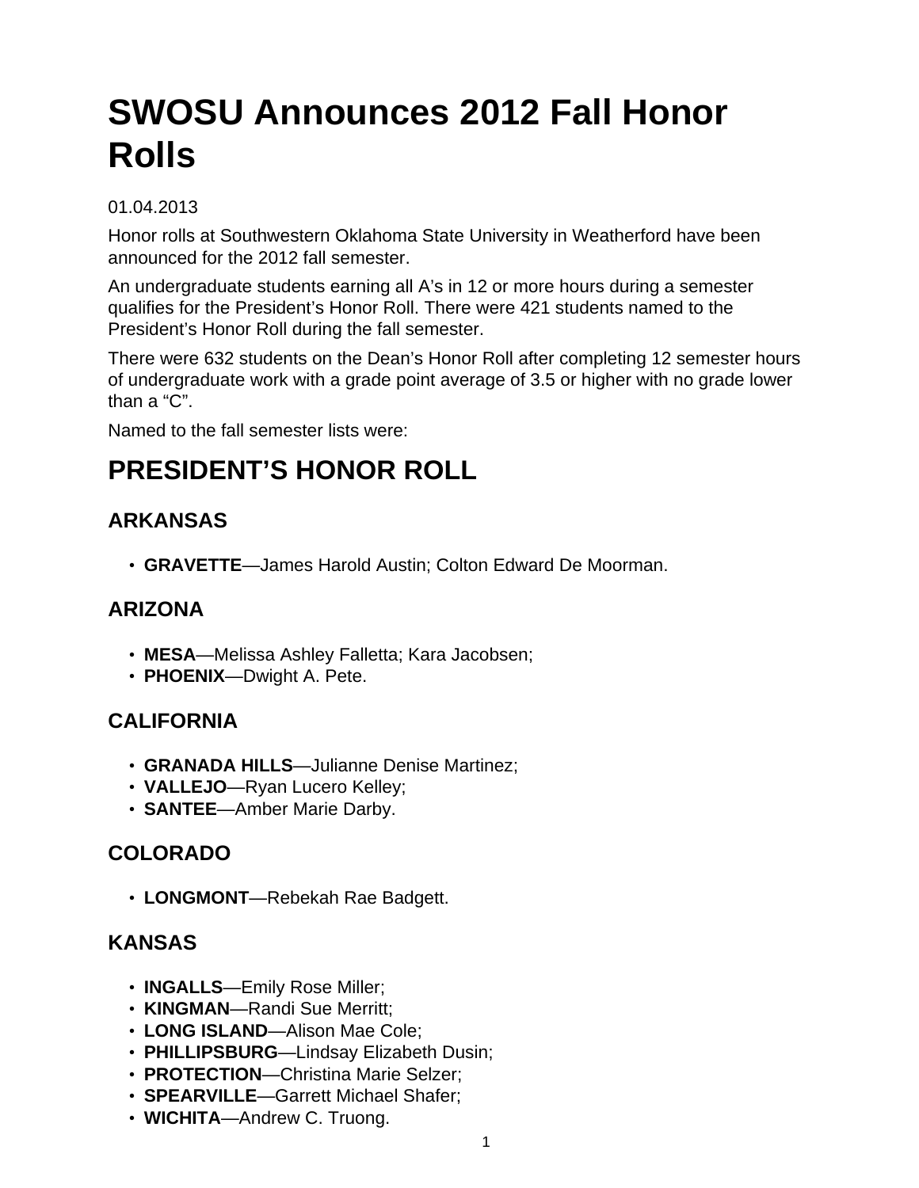# SWOSU Announces 2012 Fall Honor Rolls

01.04.2013

Honor rolls at Southwestern Oklahoma State University in Weatherford have been announced for the 2012 fall semester.

An undergraduate students earning all A's in 12 or more hours during a semester qualifies for the President's Honor Roll. There were 421 students named to the President's Honor Roll during the fall semester.

There were 632 students on the Dean's Honor Roll after completing 12 semester hours of undergraduate work with a grade point average of 3.5 or higher with no grade lower than a "C".

Named to the fall semester lists were:

## PRESIDENT'S HONOR ROLL

### ARKANSAS

- **GRAVETTE**—James Harold Austin; Colton Edward De Moorman.

### ARIZONA

- **MESA**—Melissa Ashley Falletta; Kara Jacobsen;
- **PHOENIX**—Dwight A. Pete.

### CALIFORNIA

- **GRANADA HILLS**—Julianne Denise Martinez;
- **VALLEJO**—Ryan Lucero Kelley;
- **SANTEE**—Amber Marie Darby.

### COLORADO

- **LONGMONT**—Rebekah Rae Badgett.

### KANSAS

- **INGALLS**—Emily Rose Miller;
- **KINGMAN**—Randi Sue Merritt;
- **LONG ISLAND**—Alison Mae Cole;
- **PHILLIPSBURG**—Lindsay Elizabeth Dusin;
- **PROTECTION**—Christina Marie Selzer;
- **SPEARVILLE**—Garrett Michael Shafer;
- **WICHITA**—Andrew C. Truong.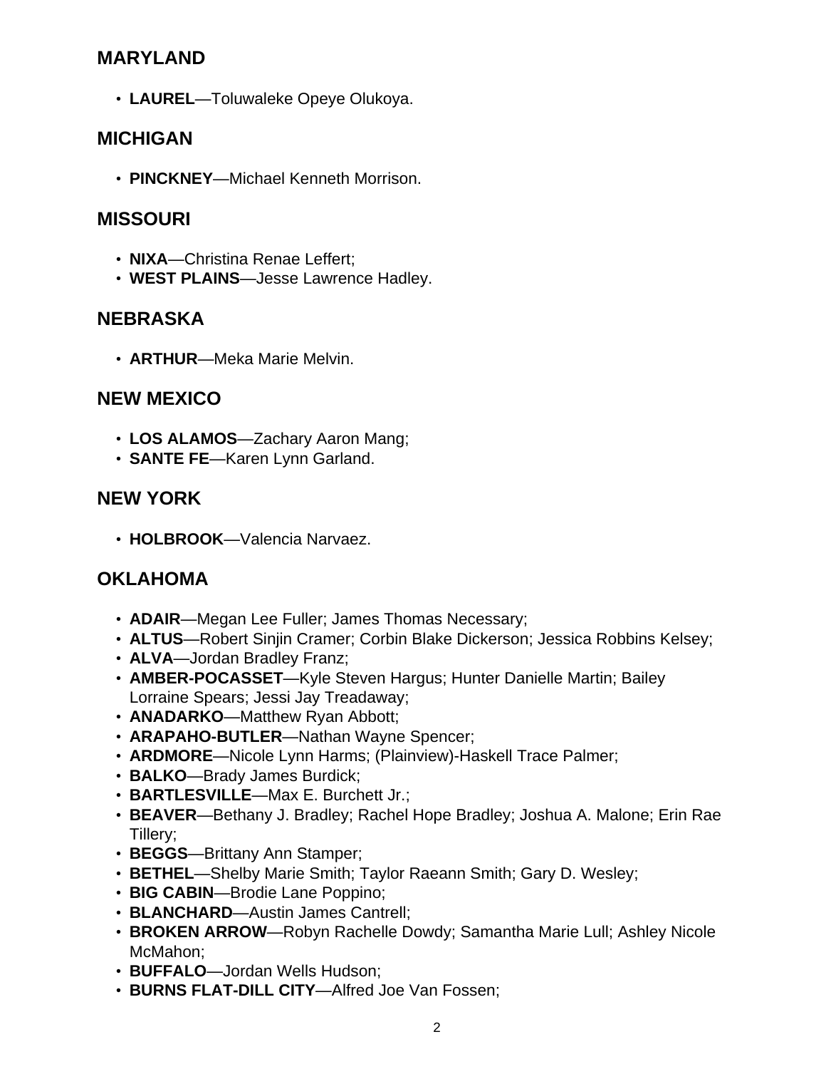## MARYLAND

- **LAUREL**—Toluwaleke Opeye Olukoya.

## MICHIGAN

- **PINCKNEY**—Michael Kenneth Morrison.

## MISSOURI

- **NIXA**—Christina Renae Leffert;
- **WEST PLAINS**—Jesse Lawrence Hadley.

## NEBRASKA

- **ARTHUR**—Meka Marie Melvin.

## NEW MEXICO

- **LOS ALAMOS**—Zachary Aaron Mang;
- **SANTE FE**—Karen Lynn Garland.

## NEW YORK

- **HOLBROOK**—Valencia Narvaez.

## OKLAHOMA

- **ADAIR**—Megan Lee Fuller; James Thomas Necessary;
- **ALTUS**—Robert Sinjin Cramer; Corbin Blake Dickerson; Jessica Robbins Kelsey;
- **ALVA**—Jordan Bradley Franz;
- **AMBER-POCASSET**—Kyle Steven Hargus; Hunter Danielle Martin; Bailey Lorraine Spears; Jessi Jay Treadaway;
- **ANADARKO**—Matthew Ryan Abbott;
- **ARAPAHO-BUTLER**—Nathan Wayne Spencer;
- **ARDMORE**—Nicole Lynn Harms; (Plainview)-Haskell Trace Palmer;
- **BALKO**—Brady James Burdick;
- **BARTLESVILLE**—Max E. Burchett Jr.;
- **BEAVER**—Bethany J. Bradley; Rachel Hope Bradley; Joshua A. Malone; Erin Rae Tillery;
- **BEGGS**—Brittany Ann Stamper;
- **BETHEL**—Shelby Marie Smith; Taylor Raeann Smith; Gary D. Wesley;
- **BIG CABIN**—Brodie Lane Poppino;
- **BLANCHARD**—Austin James Cantrell;
- **BROKEN ARROW**—Robyn Rachelle Dowdy; Samantha Marie Lull; Ashley Nicole McMahon;
- **BUFFALO**—Jordan Wells Hudson;
- **BURNS FLAT-DILL CITY**—Alfred Joe Van Fossen;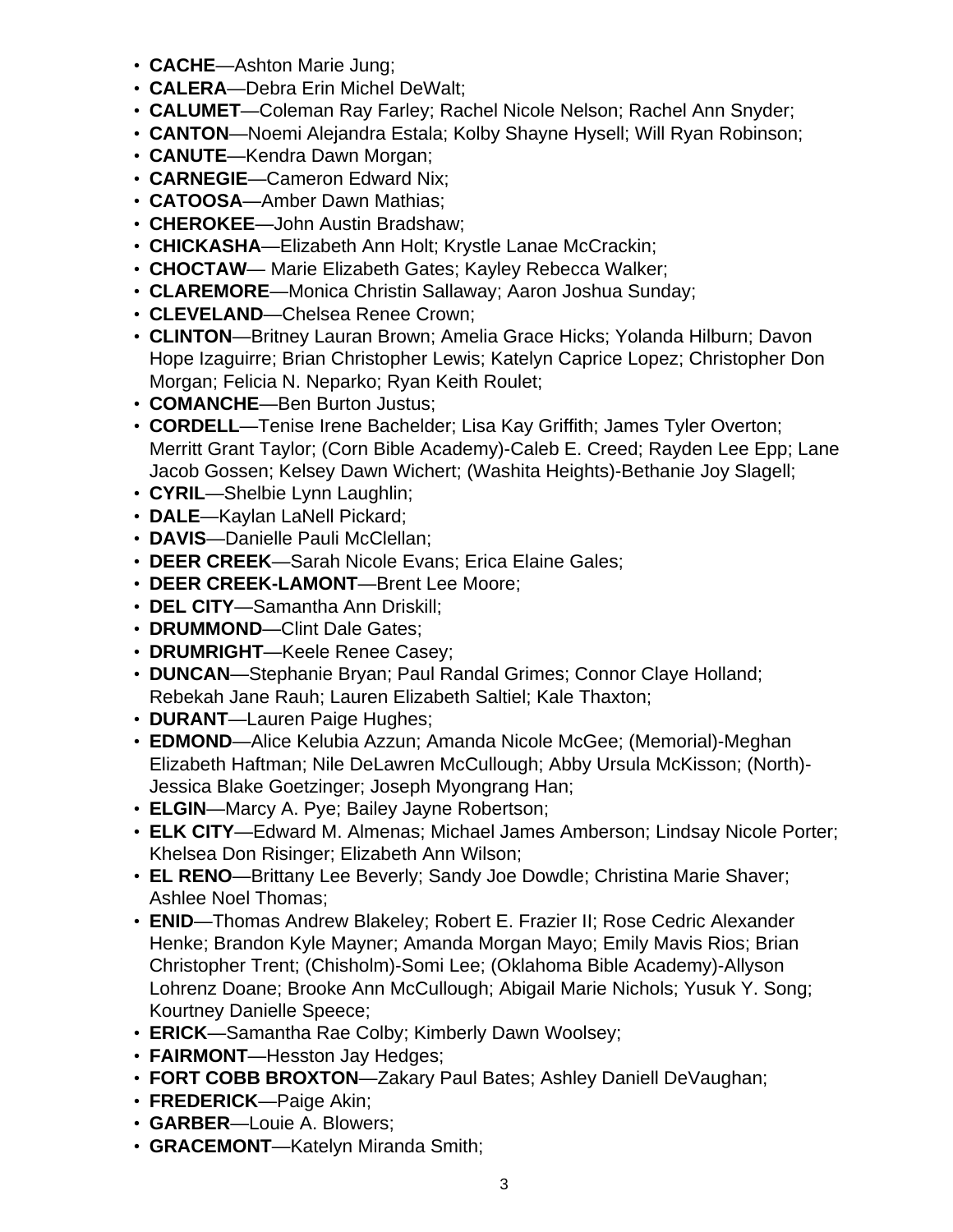- **CACHE**—Ashton Marie Jung;
- **CALERA**—Debra Erin Michel DeWalt;
- **CALUMET**—Coleman Ray Farley; Rachel Nicole Nelson; Rachel Ann Snyder;
- **CANTON**—Noemi Alejandra Estala; Kolby Shayne Hysell; Will Ryan Robinson;
- **CANUTE**—Kendra Dawn Morgan;
- **CARNEGIE**—Cameron Edward Nix;
- **CATOOSA**—Amber Dawn Mathias;
- **CHEROKEE**—John Austin Bradshaw;
- **CHICKASHA**—Elizabeth Ann Holt; Krystle Lanae McCrackin;
- **CHOCTAW**— Marie Elizabeth Gates; Kayley Rebecca Walker;
- **CLAREMORE**—Monica Christin Sallaway; Aaron Joshua Sunday;
- **CLEVELAND**—Chelsea Renee Crown;
- **CLINTON**—Britney Lauran Brown; Amelia Grace Hicks; Yolanda Hilburn; Davon Hope Izaguirre; Brian Christopher Lewis; Katelyn Caprice Lopez; Christopher Don Morgan; Felicia N. Neparko; Ryan Keith Roulet;
- **COMANCHE**—Ben Burton Justus;
- **CORDELL**—Tenise Irene Bachelder; Lisa Kay Griffith; James Tyler Overton; Merritt Grant Taylor; (Corn Bible Academy)-Caleb E. Creed; Rayden Lee Epp; Lane Jacob Gossen; Kelsey Dawn Wichert; (Washita Heights)-Bethanie Joy Slagell;
- **CYRIL**—Shelbie Lynn Laughlin;
- **DALE**—Kaylan LaNell Pickard;
- **DAVIS**—Danielle Pauli McClellan;
- **DEER CREEK**—Sarah Nicole Evans; Erica Elaine Gales;
- **DEER CREEK-LAMONT**—Brent Lee Moore;
- **DEL CITY**—Samantha Ann Driskill;
- **DRUMMOND**—Clint Dale Gates;
- **DRUMRIGHT**—Keele Renee Casey;
- **DUNCAN**—Stephanie Bryan; Paul Randal Grimes; Connor Claye Holland; Rebekah Jane Rauh; Lauren Elizabeth Saltiel; Kale Thaxton;
- **DURANT**—Lauren Paige Hughes;
- **EDMOND**—Alice Kelubia Azzun; Amanda Nicole McGee; (Memorial)-Meghan Elizabeth Haftman; Nile DeLawren McCullough; Abby Ursula McKisson; (North)-Jessica Blake Goetzinger; Joseph Myongrang Han;
- **ELGIN**—Marcy A. Pye; Bailey Jayne Robertson;
- **ELK CITY**—Edward M. Almenas; Michael James Amberson; Lindsay Nicole Porter; Khelsea Don Risinger; Elizabeth Ann Wilson;
- **EL RENO**—Brittany Lee Beverly; Sandy Joe Dowdle; Christina Marie Shaver; Ashlee Noel Thomas;
- **ENID**—Thomas Andrew Blakeley; Robert E. Frazier II; Rose Cedric Alexander Henke; Brandon Kyle Mayner; Amanda Morgan Mayo; Emily Mavis Rios; Brian Christopher Trent; (Chisholm)-Somi Lee; (Oklahoma Bible Academy)-Allyson Lohrenz Doane; Brooke Ann McCullough; Abigail Marie Nichols; Yusuk Y. Song; Kourtney Danielle Speece;
- **ERICK**—Samantha Rae Colby; Kimberly Dawn Woolsey;
- **FAIRMONT**—Hesston Jay Hedges;
- **FORT COBB BROXTON**—Zakary Paul Bates; Ashley Daniell DeVaughan;
- **FREDERICK**—Paige Akin;
- **GARBER**—Louie A. Blowers;
- **GRACEMONT**—Katelyn Miranda Smith;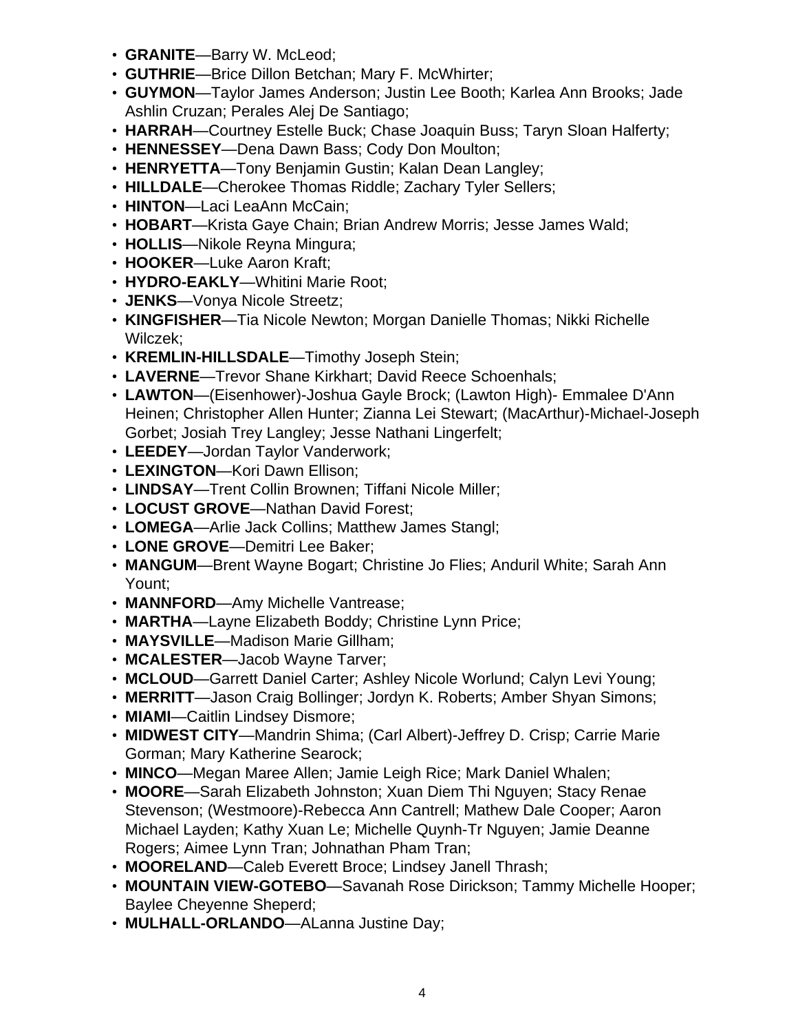- **GRANITE**—Barry W. McLeod;
- **GUTHRIE**—Brice Dillon Betchan; Mary F. McWhirter;
- **GUYMON**—Taylor James Anderson; Justin Lee Booth; Karlea Ann Brooks; Jade Ashlin Cruzan; Perales Alej De Santiago;
- **HARRAH**—Courtney Estelle Buck; Chase Joaquin Buss; Taryn Sloan Halferty;
- **HENNESSEY**—Dena Dawn Bass; Cody Don Moulton;
- **HENRYETTA**—Tony Benjamin Gustin; Kalan Dean Langley;
- **HILLDALE**—Cherokee Thomas Riddle; Zachary Tyler Sellers;
- **HINTON**—Laci LeaAnn McCain;
- **HOBART**—Krista Gaye Chain; Brian Andrew Morris; Jesse James Wald;
- **HOLLIS**—Nikole Reyna Mingura;
- **HOOKER**—Luke Aaron Kraft;
- **HYDRO-EAKLY**—Whitini Marie Root;
- **JENKS**—Vonya Nicole Streetz;
- **KINGFISHER**—Tia Nicole Newton; Morgan Danielle Thomas; Nikki Richelle Wilczek;
- **KREMLIN-HILLSDALE**—Timothy Joseph Stein;
- **LAVERNE**—Trevor Shane Kirkhart; David Reece Schoenhals;
- **LAWTON**—(Eisenhower)-Joshua Gayle Brock; (Lawton High)- Emmalee D'Ann Heinen; Christopher Allen Hunter; Zianna Lei Stewart; (MacArthur)-Michael-Joseph Gorbet; Josiah Trey Langley; Jesse Nathani Lingerfelt;
- **LEEDEY**—Jordan Taylor Vanderwork;
- **LEXINGTON**—Kori Dawn Ellison;
- **LINDSAY**—Trent Collin Brownen; Tiffani Nicole Miller;
- **LOCUST GROVE**—Nathan David Forest;
- **LOMEGA**—Arlie Jack Collins; Matthew James Stangl;
- **LONE GROVE**—Demitri Lee Baker;
- **MANGUM**—Brent Wayne Bogart; Christine Jo Flies; Anduril White; Sarah Ann Yount;
- **MANNFORD**—Amy Michelle Vantrease;
- **MARTHA**—Layne Elizabeth Boddy; Christine Lynn Price;
- **MAYSVILLE**—Madison Marie Gillham;
- **MCALESTER**—Jacob Wayne Tarver;
- **MCLOUD**—Garrett Daniel Carter; Ashley Nicole Worlund; Calyn Levi Young;
- **MERRITT**—Jason Craig Bollinger; Jordyn K. Roberts; Amber Shyan Simons;
- **MIAMI**—Caitlin Lindsey Dismore;
- **MIDWEST CITY**—Mandrin Shima; (Carl Albert)-Jeffrey D. Crisp; Carrie Marie Gorman; Mary Katherine Searock;
- **MINCO**—Megan Maree Allen; Jamie Leigh Rice; Mark Daniel Whalen;
- **MOORE**—Sarah Elizabeth Johnston; Xuan Diem Thi Nguyen; Stacy Renae Stevenson; (Westmoore)-Rebecca Ann Cantrell; Mathew Dale Cooper; Aaron Michael Layden; Kathy Xuan Le; Michelle Quynh-Tr Nguyen; Jamie Deanne Rogers; Aimee Lynn Tran; Johnathan Pham Tran;
- **MOORELAND**—Caleb Everett Broce; Lindsey Janell Thrash;
- **MOUNTAIN VIEW-GOTEBO**—Savanah Rose Dirickson; Tammy Michelle Hooper; Baylee Cheyenne Sheperd;
- **MULHALL-ORLANDO**—ALanna Justine Day;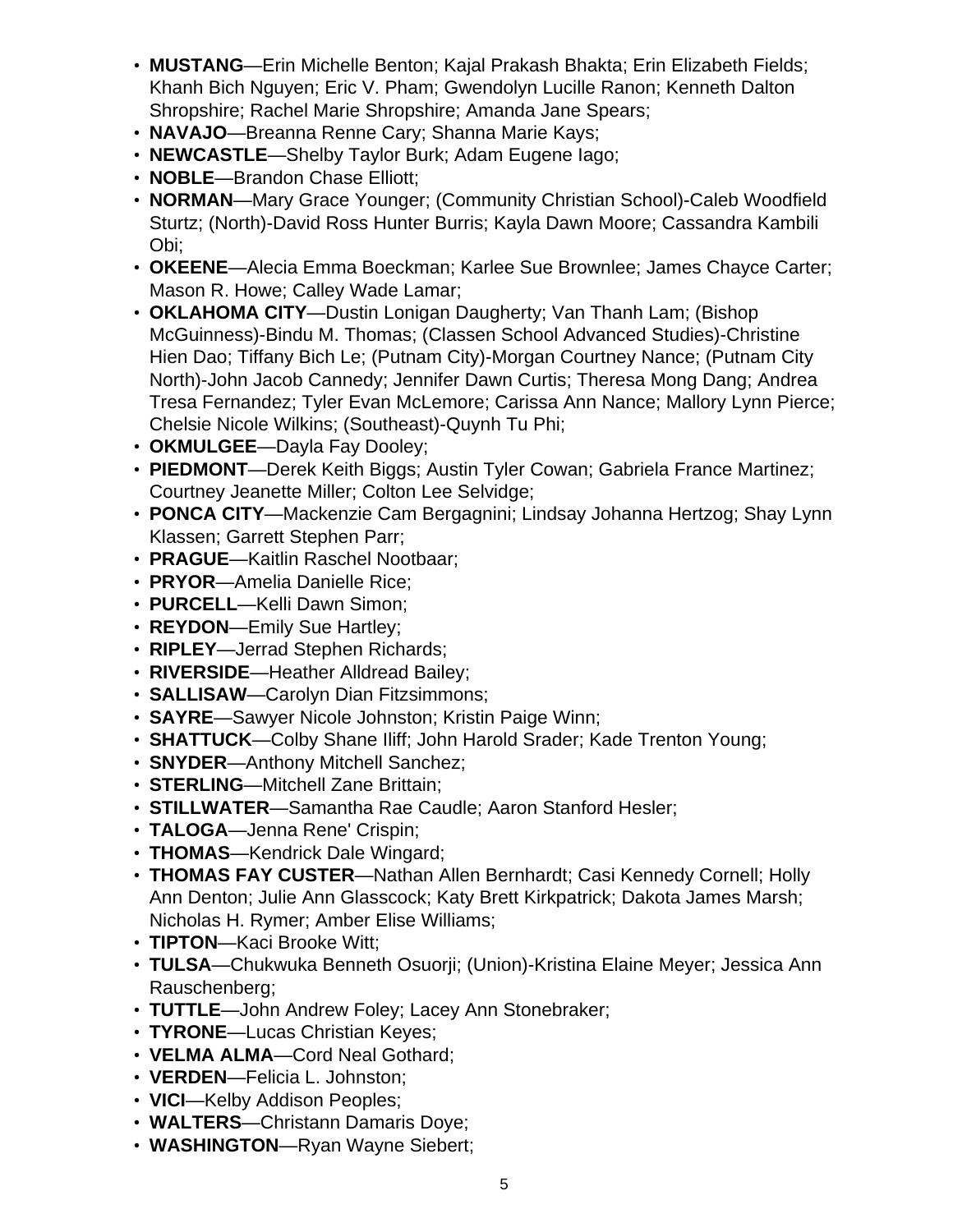- **MUSTANG**—Erin Michelle Benton; Kajal Prakash Bhakta; Erin Elizabeth Fields; Khanh Bich Nguyen; Eric V. Pham; Gwendolyn Lucille Ranon; Kenneth Dalton Shropshire; Rachel Marie Shropshire; Amanda Jane Spears;
- **NAVAJO**—Breanna Renne Cary; Shanna Marie Kays;
- **NEWCASTLE**—Shelby Taylor Burk; Adam Eugene Iago;
- **NOBLE**—Brandon Chase Elliott;
- **NORMAN**—Mary Grace Younger; (Community Christian School)-Caleb Woodfield Sturtz; (North)-David Ross Hunter Burris; Kayla Dawn Moore; Cassandra Kambili Obi;
- **OKEENE**—Alecia Emma Boeckman; Karlee Sue Brownlee; James Chayce Carter; Mason R. Howe; Calley Wade Lamar;
- **OKLAHOMA CITY**—Dustin Lonigan Daugherty; Van Thanh Lam; (Bishop McGuinness)-Bindu M. Thomas; (Classen School Advanced Studies)-Christine Hien Dao; Tiffany Bich Le; (Putnam City)-Morgan Courtney Nance; (Putnam City North)-John Jacob Cannedy; Jennifer Dawn Curtis; Theresa Mong Dang; Andrea Tresa Fernandez; Tyler Evan McLemore; Carissa Ann Nance; Mallory Lynn Pierce; Chelsie Nicole Wilkins; (Southeast)-Quynh Tu Phi;
- **OKMULGEE**—Dayla Fay Dooley;
- **PIEDMONT**—Derek Keith Biggs; Austin Tyler Cowan; Gabriela France Martinez; Courtney Jeanette Miller; Colton Lee Selvidge;
- **PONCA CITY**—Mackenzie Cam Bergagnini; Lindsay Johanna Hertzog; Shay Lynn Klassen; Garrett Stephen Parr;
- **PRAGUE**—Kaitlin Raschel Nootbaar;
- **PRYOR**—Amelia Danielle Rice;
- **PURCELL**—Kelli Dawn Simon;
- **REYDON**—Emily Sue Hartley;
- **RIPLEY**—Jerrad Stephen Richards;
- **RIVERSIDE**—Heather Alldread Bailey;
- **SALLISAW**—Carolyn Dian Fitzsimmons;
- **SAYRE**—Sawyer Nicole Johnston; Kristin Paige Winn;
- **SHATTUCK**—Colby Shane Iliff; John Harold Srader; Kade Trenton Young;
- **SNYDER**—Anthony Mitchell Sanchez;
- **STERLING**—Mitchell Zane Brittain;
- **STILLWATER**—Samantha Rae Caudle; Aaron Stanford Hesler;
- **TALOGA**—Jenna Rene' Crispin;
- **THOMAS**—Kendrick Dale Wingard;
- **THOMAS FAY CUSTER**—Nathan Allen Bernhardt; Casi Kennedy Cornell; Holly Ann Denton; Julie Ann Glasscock; Katy Brett Kirkpatrick; Dakota James Marsh; Nicholas H. Rymer; Amber Elise Williams;
- **TIPTON**—Kaci Brooke Witt;
- **TULSA**—Chukwuka Benneth Osuorji; (Union)-Kristina Elaine Meyer; Jessica Ann Rauschenberg;
- **TUTTLE**—John Andrew Foley; Lacey Ann Stonebraker;
- **TYRONE**—Lucas Christian Keyes;
- **VELMA ALMA**—Cord Neal Gothard;
- **VERDEN**—Felicia L. Johnston;
- **VICI**—Kelby Addison Peoples;
- **WALTERS**—Christann Damaris Doye;
- **WASHINGTON**—Ryan Wayne Siebert;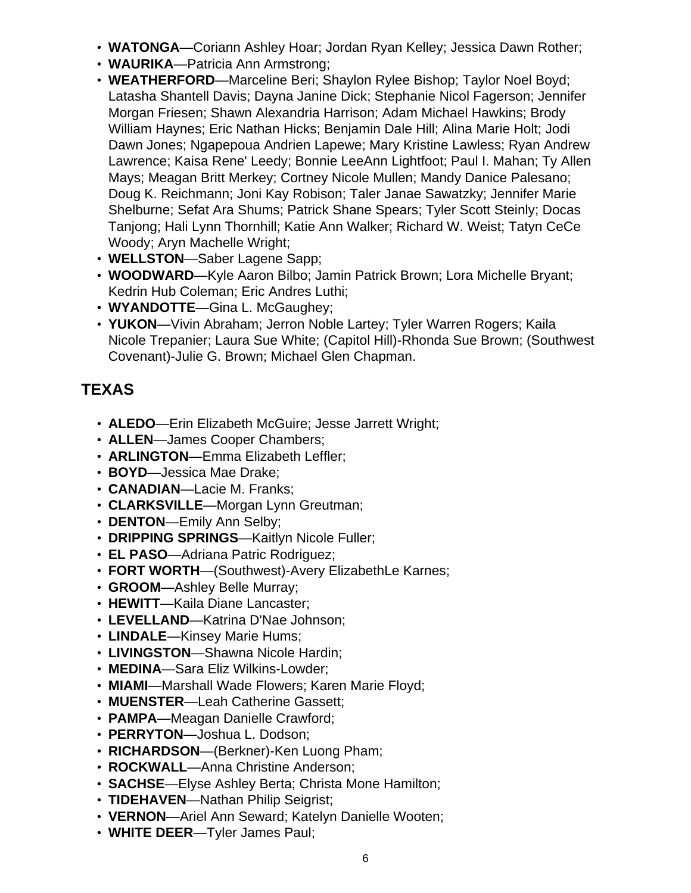- **WATONGA**—Coriann Ashley Hoar; Jordan Ryan Kelley; Jessica Dawn Rother;
- **WAURIKA**—Patricia Ann Armstrong;
- **WEATHERFORD**—Marceline Beri; Shaylon Rylee Bishop; Taylor Noel Boyd; Latasha Shantell Davis; Dayna Janine Dick; Stephanie Nicol Fagerson; Jennifer Morgan Friesen; Shawn Alexandria Harrison; Adam Michael Hawkins; Brody William Haynes; Eric Nathan Hicks; Benjamin Dale Hill; Alina Marie Holt; Jodi Dawn Jones; Ngapepoua Andrien Lapewe; Mary Kristine Lawless; Ryan Andrew Lawrence; Kaisa Rene' Leedy; Bonnie LeeAnn Lightfoot; Paul I. Mahan; Ty Allen Mays; Meagan Britt Merkey; Cortney Nicole Mullen; Mandy Danice Palesano; Doug K. Reichmann; Joni Kay Robison; Taler Janae Sawatzky; Jennifer Marie Shelburne; Sefat Ara Shums; Patrick Shane Spears; Tyler Scott Steinly; Docas Tanjong; Hali Lynn Thornhill; Katie Ann Walker; Richard W. Weist; Tatyn CeCe Woody; Aryn Machelle Wright;
- **WELLSTON**—Saber Lagene Sapp;
- **WOODWARD**—Kyle Aaron Bilbo; Jamin Patrick Brown; Lora Michelle Bryant; Kedrin Hub Coleman; Eric Andres Luthi;
- **WYANDOTTE**—Gina L. McGaughey;
- **YUKON**—Vivin Abraham; Jerron Noble Lartey; Tyler Warren Rogers; Kaila Nicole Trepanier; Laura Sue White; (Capitol Hill)-Rhonda Sue Brown; (Southwest Covenant)-Julie G. Brown; Michael Glen Chapman.

## TEXAS

- **ALEDO**—Erin Elizabeth McGuire; Jesse Jarrett Wright;
- **ALLEN**—James Cooper Chambers;
- **ARLINGTON**—Emma Elizabeth Leffler;
- **BOYD**—Jessica Mae Drake;
- **CANADIAN**—Lacie M. Franks;
- **CLARKSVILLE**—Morgan Lynn Greutman;
- **DENTON**—Emily Ann Selby;
- **DRIPPING SPRINGS**—Kaitlyn Nicole Fuller;
- **EL PASO**—Adriana Patric Rodriguez;
- **FORT WORTH**—(Southwest)-Avery ElizabethLe Karnes;
- **GROOM**—Ashley Belle Murray;
- **HEWITT**—Kaila Diane Lancaster;
- **LEVELLAND**—Katrina D'Nae Johnson;
- **LINDALE**—Kinsey Marie Hums;
- **LIVINGSTON**—Shawna Nicole Hardin;
- **MEDINA**—Sara Eliz Wilkins-Lowder;
- **MIAMI**—Marshall Wade Flowers; Karen Marie Floyd;
- **MUENSTER**—Leah Catherine Gassett;
- **PAMPA**—Meagan Danielle Crawford;
- **PERRYTON**—Joshua L. Dodson;
- **RICHARDSON**—(Berkner)-Ken Luong Pham;
- **ROCKWALL**—Anna Christine Anderson;
- **SACHSE**—Elyse Ashley Berta; Christa Mone Hamilton;
- **TIDEHAVEN**—Nathan Philip Seigrist;
- **VERNON**—Ariel Ann Seward; Katelyn Danielle Wooten;
- **WHITE DEER**—Tyler James Paul;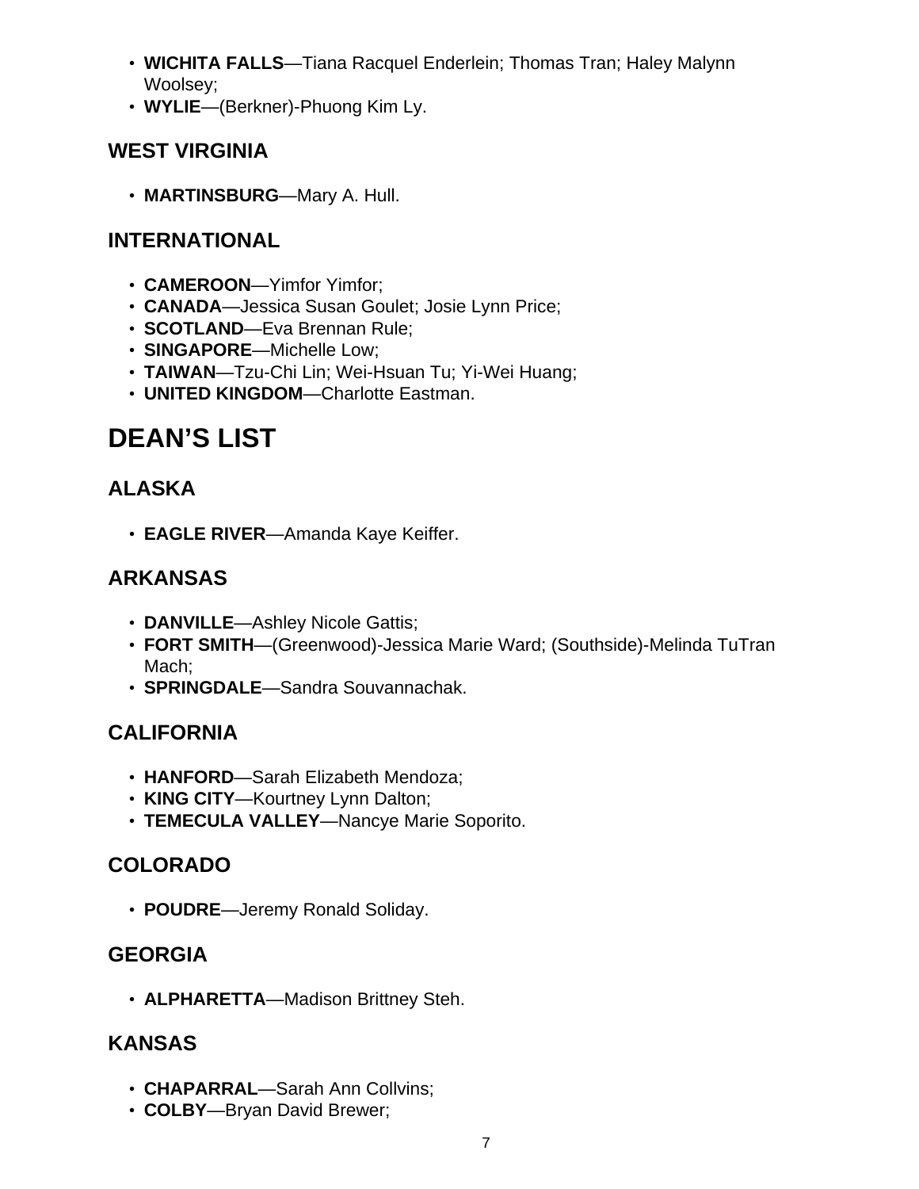- **WICHITA FALLS**—Tiana Racquel Enderlein; Thomas Tran; Haley Malynn Woolsey;
- **WYLIE**—(Berkner)-Phuong Kim Ly.

### WEST VIRGINIA

- **MARTINSBURG**—Mary A. Hull.

### INTERNATIONAL

- **CAMEROON**—Yimfor Yimfor;
- **CANADA**—Jessica Susan Goulet; Josie Lynn Price;
- **SCOTLAND**—Eva Brennan Rule;
- **SINGAPORE**—Michelle Low;
- **TAIWAN**—Tzu-Chi Lin; Wei-Hsuan Tu; Yi-Wei Huang;
- **UNITED KINGDOM**—Charlotte Eastman.

## DEAN'S LIST

### ALASKA

- **EAGLE RIVER**—Amanda Kaye Keiffer.

### ARKANSAS

- **DANVILLE**—Ashley Nicole Gattis;
- **FORT SMITH**—(Greenwood)-Jessica Marie Ward; (Southside)-Melinda TuTran Mach;
- **SPRINGDALE**—Sandra Souvannachak.

### CALIFORNIA

- **HANFORD**—Sarah Elizabeth Mendoza;
- **KING CITY**—Kourtney Lynn Dalton;
- **TEMECULA VALLEY**—Nancye Marie Soporito.

### COLORADO

- **POUDRE**—Jeremy Ronald Soliday.

### GEORGIA

- **ALPHARETTA**—Madison Brittney Steh.

### KANSAS

- **CHAPARRAL**—Sarah Ann Collvins;
- **COLBY**—Bryan David Brewer;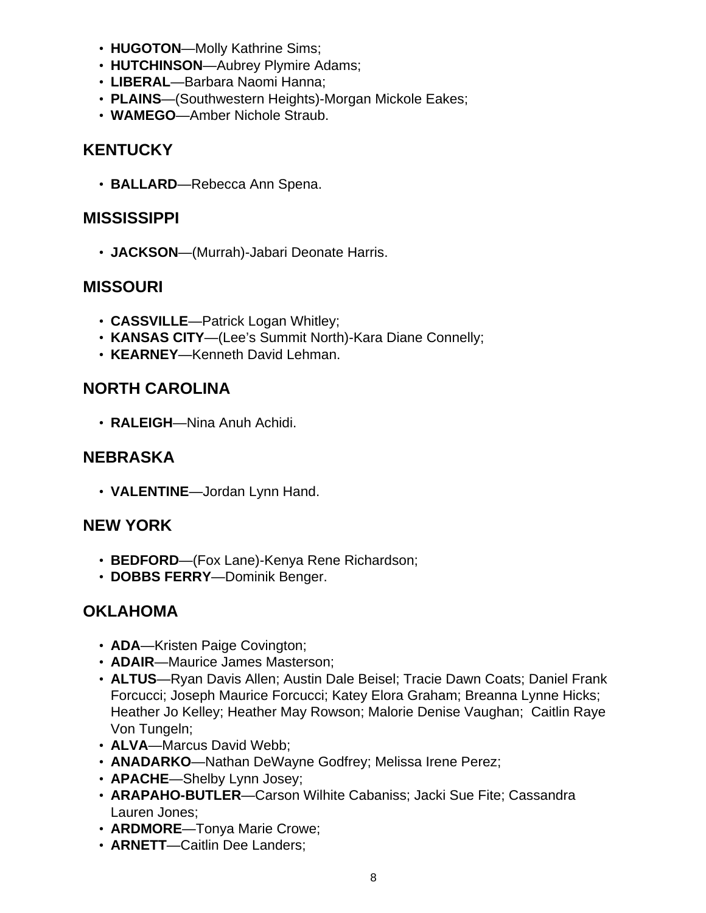- **HUGOTON**—Molly Kathrine Sims;
- **HUTCHINSON**—Aubrey Plymire Adams;
- **LIBERAL**—Barbara Naomi Hanna;
- **PLAINS**—(Southwestern Heights)-Morgan Mickole Eakes;
- **WAMEGO**—Amber Nichole Straub.

## KENTUCKY

- **BALLARD**—Rebecca Ann Spena.

## MISSISSIPPI

- **JACKSON**—(Murrah)-Jabari Deonate Harris.

## MISSOURI

- **CASSVILLE**—Patrick Logan Whitley;
- **KANSAS CITY**—(Lee's Summit North)-Kara Diane Connelly;
- **KEARNEY**—Kenneth David Lehman.

## NORTH CAROLINA

- **RALEIGH**—Nina Anuh Achidi.

## NEBRASKA

- **VALENTINE**—Jordan Lynn Hand.

## NEW YORK

- **BEDFORD**—(Fox Lane)-Kenya Rene Richardson;
- **DOBBS FERRY**—Dominik Benger.

## OKLAHOMA

- **ADA**—Kristen Paige Covington;
- **ADAIR**—Maurice James Masterson;
- **ALTUS**—Ryan Davis Allen; Austin Dale Beisel; Tracie Dawn Coats; Daniel Frank Forcucci; Joseph Maurice Forcucci; Katey Elora Graham; Breanna Lynne Hicks; Heather Jo Kelley; Heather May Rowson; Malorie Denise Vaughan; Caitlin Raye Von Tungeln;
- **ALVA**—Marcus David Webb;
- **ANADARKO**—Nathan DeWayne Godfrey; Melissa Irene Perez;
- **APACHE**—Shelby Lynn Josey;
- **ARAPAHO-BUTLER**—Carson Wilhite Cabaniss; Jacki Sue Fite; Cassandra Lauren Jones;
- **ARDMORE**—Tonya Marie Crowe;
- **ARNETT**—Caitlin Dee Landers;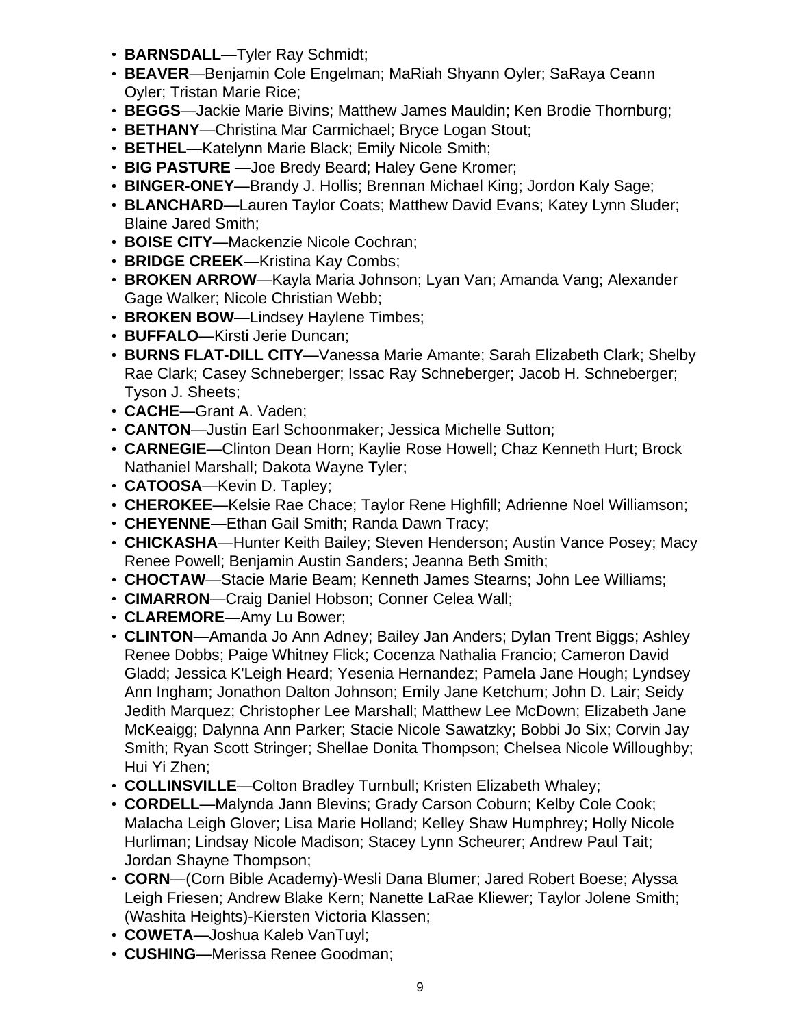- **BARNSDALL**—Tyler Ray Schmidt;
- **BEAVER**—Benjamin Cole Engelman; MaRiah Shyann Oyler; SaRaya Ceann Oyler; Tristan Marie Rice;
- **BEGGS**—Jackie Marie Bivins; Matthew James Mauldin; Ken Brodie Thornburg;
- **BETHANY**—Christina Mar Carmichael; Bryce Logan Stout;
- **BETHEL**—Katelynn Marie Black; Emily Nicole Smith;
- **BIG PASTURE** —Joe Bredy Beard; Haley Gene Kromer;
- **BINGER-ONEY**—Brandy J. Hollis; Brennan Michael King; Jordon Kaly Sage;
- **BLANCHARD**—Lauren Taylor Coats; Matthew David Evans; Katey Lynn Sluder; Blaine Jared Smith;
- **BOISE CITY**—Mackenzie Nicole Cochran;
- **BRIDGE CREEK**—Kristina Kay Combs;
- **BROKEN ARROW**—Kayla Maria Johnson; Lyan Van; Amanda Vang; Alexander Gage Walker; Nicole Christian Webb;
- **BROKEN BOW**—Lindsey Haylene Timbes;
- **BUFFALO**—Kirsti Jerie Duncan;
- **BURNS FLAT-DILL CITY**—Vanessa Marie Amante; Sarah Elizabeth Clark; Shelby Rae Clark; Casey Schneberger; Issac Ray Schneberger; Jacob H. Schneberger; Tyson J. Sheets;
- **CACHE**—Grant A. Vaden;
- **CANTON**—Justin Earl Schoonmaker; Jessica Michelle Sutton;
- **CARNEGIE**—Clinton Dean Horn; Kaylie Rose Howell; Chaz Kenneth Hurt; Brock Nathaniel Marshall; Dakota Wayne Tyler;
- **CATOOSA**—Kevin D. Tapley;
- **CHEROKEE**—Kelsie Rae Chace; Taylor Rene Highfill; Adrienne Noel Williamson;
- **CHEYENNE**—Ethan Gail Smith; Randa Dawn Tracy;
- **CHICKASHA**—Hunter Keith Bailey; Steven Henderson; Austin Vance Posey; Macy Renee Powell; Benjamin Austin Sanders; Jeanna Beth Smith;
- **CHOCTAW**—Stacie Marie Beam; Kenneth James Stearns; John Lee Williams;
- **CIMARRON**—Craig Daniel Hobson; Conner Celea Wall;
- **CLAREMORE**—Amy Lu Bower;
- **CLINTON**—Amanda Jo Ann Adney; Bailey Jan Anders; Dylan Trent Biggs; Ashley Renee Dobbs; Paige Whitney Flick; Cocenza Nathalia Francio; Cameron David Gladd; Jessica K'Leigh Heard; Yesenia Hernandez; Pamela Jane Hough; Lyndsey Ann Ingham; Jonathon Dalton Johnson; Emily Jane Ketchum; John D. Lair; Seidy Jedith Marquez; Christopher Lee Marshall; Matthew Lee McDown; Elizabeth Jane McKeaigg; Dalynna Ann Parker; Stacie Nicole Sawatzky; Bobbi Jo Six; Corvin Jay Smith; Ryan Scott Stringer; Shellae Donita Thompson; Chelsea Nicole Willoughby; Hui Yi Zhen;
- **COLLINSVILLE**—Colton Bradley Turnbull; Kristen Elizabeth Whaley;
- **CORDELL**—Malynda Jann Blevins; Grady Carson Coburn; Kelby Cole Cook; Malacha Leigh Glover; Lisa Marie Holland; Kelley Shaw Humphrey; Holly Nicole Hurliman; Lindsay Nicole Madison; Stacey Lynn Scheurer; Andrew Paul Tait; Jordan Shayne Thompson;
- **CORN**—(Corn Bible Academy)-Wesli Dana Blumer; Jared Robert Boese; Alyssa Leigh Friesen; Andrew Blake Kern; Nanette LaRae Kliewer; Taylor Jolene Smith; (Washita Heights)-Kiersten Victoria Klassen;
- **COWETA**—Joshua Kaleb VanTuyl;
- **CUSHING**—Merissa Renee Goodman;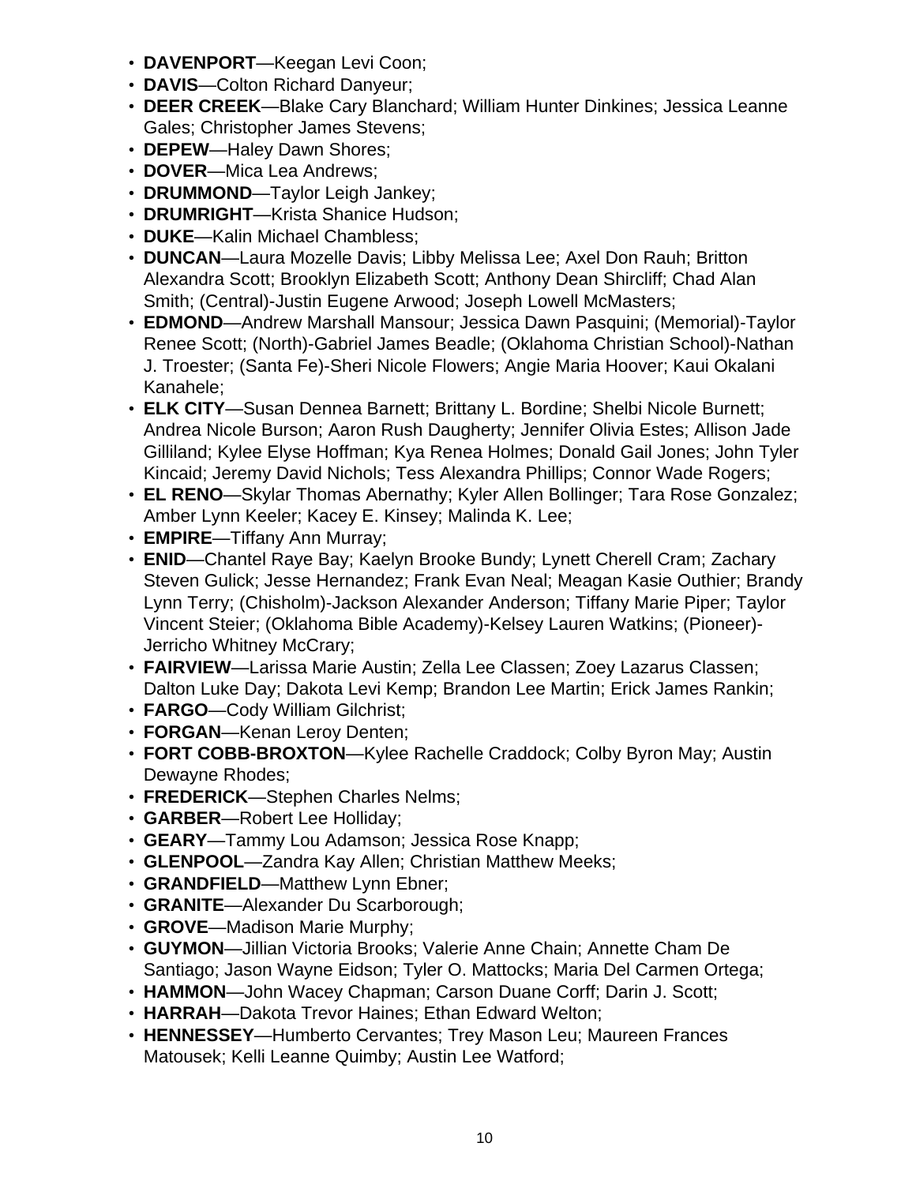- **DAVENPORT**—Keegan Levi Coon;
- **DAVIS**—Colton Richard Danyeur;
- **DEER CREEK**—Blake Cary Blanchard; William Hunter Dinkines; Jessica Leanne Gales; Christopher James Stevens;
- **DEPEW**—Haley Dawn Shores;
- **DOVER**—Mica Lea Andrews;
- **DRUMMOND**—Taylor Leigh Jankey;
- **DRUMRIGHT**—Krista Shanice Hudson;
- **DUKE**—Kalin Michael Chambless;
- **DUNCAN**—Laura Mozelle Davis; Libby Melissa Lee; Axel Don Rauh; Britton Alexandra Scott; Brooklyn Elizabeth Scott; Anthony Dean Shircliff; Chad Alan Smith; (Central)-Justin Eugene Arwood; Joseph Lowell McMasters;
- **EDMOND**—Andrew Marshall Mansour; Jessica Dawn Pasquini; (Memorial)-Taylor Renee Scott; (North)-Gabriel James Beadle; (Oklahoma Christian School)-Nathan J. Troester; (Santa Fe)-Sheri Nicole Flowers; Angie Maria Hoover; Kaui Okalani Kanahele;
- **ELK CITY**—Susan Dennea Barnett; Brittany L. Bordine; Shelbi Nicole Burnett; Andrea Nicole Burson; Aaron Rush Daugherty; Jennifer Olivia Estes; Allison Jade Gilliland; Kylee Elyse Hoffman; Kya Renea Holmes; Donald Gail Jones; John Tyler Kincaid; Jeremy David Nichols; Tess Alexandra Phillips; Connor Wade Rogers;
- **EL RENO**—Skylar Thomas Abernathy; Kyler Allen Bollinger; Tara Rose Gonzalez; Amber Lynn Keeler; Kacey E. Kinsey; Malinda K. Lee;
- **EMPIRE**—Tiffany Ann Murray;
- **ENID**—Chantel Raye Bay; Kaelyn Brooke Bundy; Lynett Cherell Cram; Zachary Steven Gulick; Jesse Hernandez; Frank Evan Neal; Meagan Kasie Outhier; Brandy Lynn Terry; (Chisholm)-Jackson Alexander Anderson; Tiffany Marie Piper; Taylor Vincent Steier; (Oklahoma Bible Academy)-Kelsey Lauren Watkins; (Pioneer)-Jerricho Whitney McCrary;
- **FAIRVIEW**—Larissa Marie Austin; Zella Lee Classen; Zoey Lazarus Classen; Dalton Luke Day; Dakota Levi Kemp; Brandon Lee Martin; Erick James Rankin;
- **FARGO**—Cody William Gilchrist;
- **FORGAN**—Kenan Leroy Denten;
- **FORT COBB-BROXTON**—Kylee Rachelle Craddock; Colby Byron May; Austin Dewayne Rhodes;
- **FREDERICK**—Stephen Charles Nelms;
- **GARBER**—Robert Lee Holliday;
- **GEARY**—Tammy Lou Adamson; Jessica Rose Knapp;
- **GLENPOOL**—Zandra Kay Allen; Christian Matthew Meeks;
- **GRANDFIELD**—Matthew Lynn Ebner;
- **GRANITE**—Alexander Du Scarborough;
- **GROVE**—Madison Marie Murphy;
- **GUYMON**—Jillian Victoria Brooks; Valerie Anne Chain; Annette Cham De Santiago; Jason Wayne Eidson; Tyler O. Mattocks; Maria Del Carmen Ortega;
- **HAMMON**—John Wacey Chapman; Carson Duane Corff; Darin J. Scott;
- **HARRAH**—Dakota Trevor Haines; Ethan Edward Welton;
- **HENNESSEY**—Humberto Cervantes; Trey Mason Leu; Maureen Frances Matousek; Kelli Leanne Quimby; Austin Lee Watford;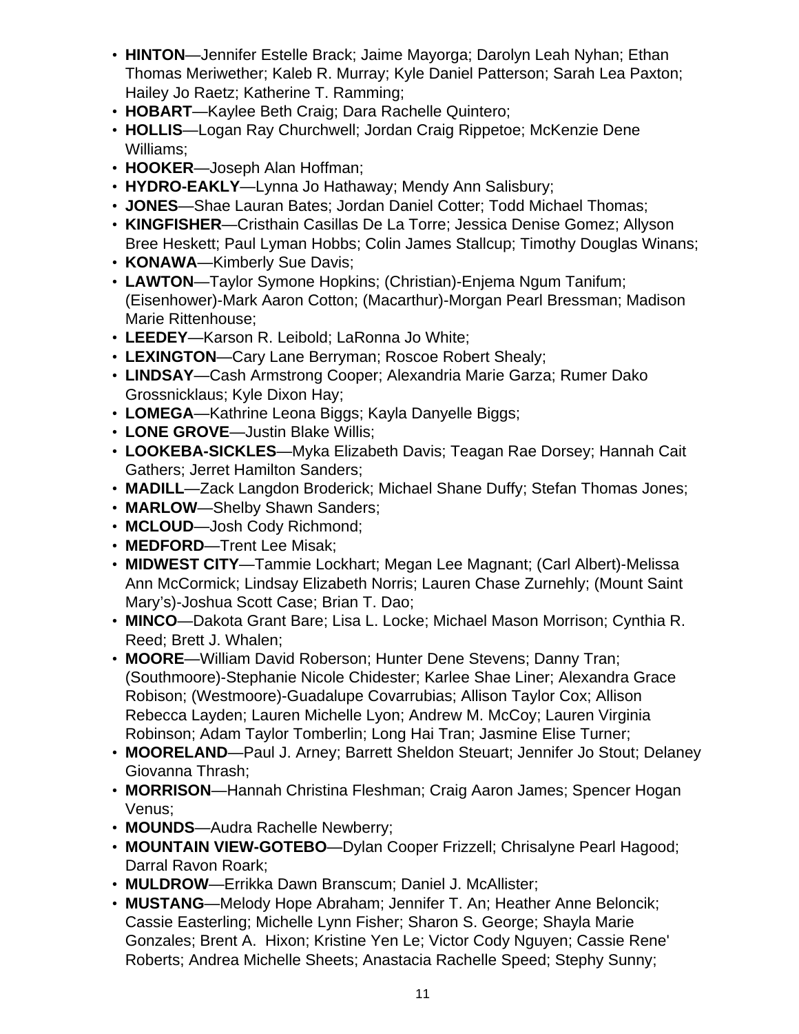- **HINTON**—Jennifer Estelle Brack; Jaime Mayorga; Darolyn Leah Nyhan; Ethan Thomas Meriwether; Kaleb R. Murray; Kyle Daniel Patterson; Sarah Lea Paxton; Hailey Jo Raetz; Katherine T. Ramming;
- **HOBART**—Kaylee Beth Craig; Dara Rachelle Quintero;
- **HOLLIS**—Logan Ray Churchwell; Jordan Craig Rippetoe; McKenzie Dene Williams;
- **HOOKER**—Joseph Alan Hoffman;
- **HYDRO-EAKLY**—Lynna Jo Hathaway; Mendy Ann Salisbury;
- **JONES**—Shae Lauran Bates; Jordan Daniel Cotter; Todd Michael Thomas;
- **KINGFISHER**—Cristhain Casillas De La Torre; Jessica Denise Gomez; Allyson Bree Heskett; Paul Lyman Hobbs; Colin James Stallcup; Timothy Douglas Winans;
- **KONAWA**—Kimberly Sue Davis;
- **LAWTON**—Taylor Symone Hopkins; (Christian)-Enjema Ngum Tanifum; (Eisenhower)-Mark Aaron Cotton; (Macarthur)-Morgan Pearl Bressman; Madison Marie Rittenhouse;
- **LEEDEY**—Karson R. Leibold; LaRonna Jo White;
- **LEXINGTON**—Cary Lane Berryman; Roscoe Robert Shealy;
- **LINDSAY**—Cash Armstrong Cooper; Alexandria Marie Garza; Rumer Dako Grossnicklaus; Kyle Dixon Hay;
- **LOMEGA**—Kathrine Leona Biggs; Kayla Danyelle Biggs;
- **LONE GROVE**—Justin Blake Willis;
- **LOOKEBA-SICKLES**—Myka Elizabeth Davis; Teagan Rae Dorsey; Hannah Cait Gathers; Jerret Hamilton Sanders;
- **MADILL**—Zack Langdon Broderick; Michael Shane Duffy; Stefan Thomas Jones;
- **MARLOW**—Shelby Shawn Sanders;
- **MCLOUD**—Josh Cody Richmond;
- **MEDFORD**—Trent Lee Misak;
- **MIDWEST CITY**—Tammie Lockhart; Megan Lee Magnant; (Carl Albert)-Melissa Ann McCormick; Lindsay Elizabeth Norris; Lauren Chase Zurnehly; (Mount Saint Mary's)-Joshua Scott Case; Brian T. Dao;
- **MINCO**—Dakota Grant Bare; Lisa L. Locke; Michael Mason Morrison; Cynthia R. Reed; Brett J. Whalen;
- **MOORE**—William David Roberson; Hunter Dene Stevens; Danny Tran; (Southmoore)-Stephanie Nicole Chidester; Karlee Shae Liner; Alexandra Grace Robison; (Westmoore)-Guadalupe Covarrubias; Allison Taylor Cox; Allison Rebecca Layden; Lauren Michelle Lyon; Andrew M. McCoy; Lauren Virginia Robinson; Adam Taylor Tomberlin; Long Hai Tran; Jasmine Elise Turner;
- **MOORELAND**—Paul J. Arney; Barrett Sheldon Steuart; Jennifer Jo Stout; Delaney Giovanna Thrash;
- **MORRISON**—Hannah Christina Fleshman; Craig Aaron James; Spencer Hogan Venus;
- **MOUNDS**—Audra Rachelle Newberry;
- **MOUNTAIN VIEW-GOTEBO**—Dylan Cooper Frizzell; Chrisalyne Pearl Hagood; Darral Ravon Roark;
- **MULDROW**—Errikka Dawn Branscum; Daniel J. McAllister;
- **MUSTANG**—Melody Hope Abraham; Jennifer T. An; Heather Anne Beloncik; Cassie Easterling; Michelle Lynn Fisher; Sharon S. George; Shayla Marie Gonzales; Brent A. Hixon; Kristine Yen Le; Victor Cody Nguyen; Cassie Rene' Roberts; Andrea Michelle Sheets; Anastacia Rachelle Speed; Stephy Sunny;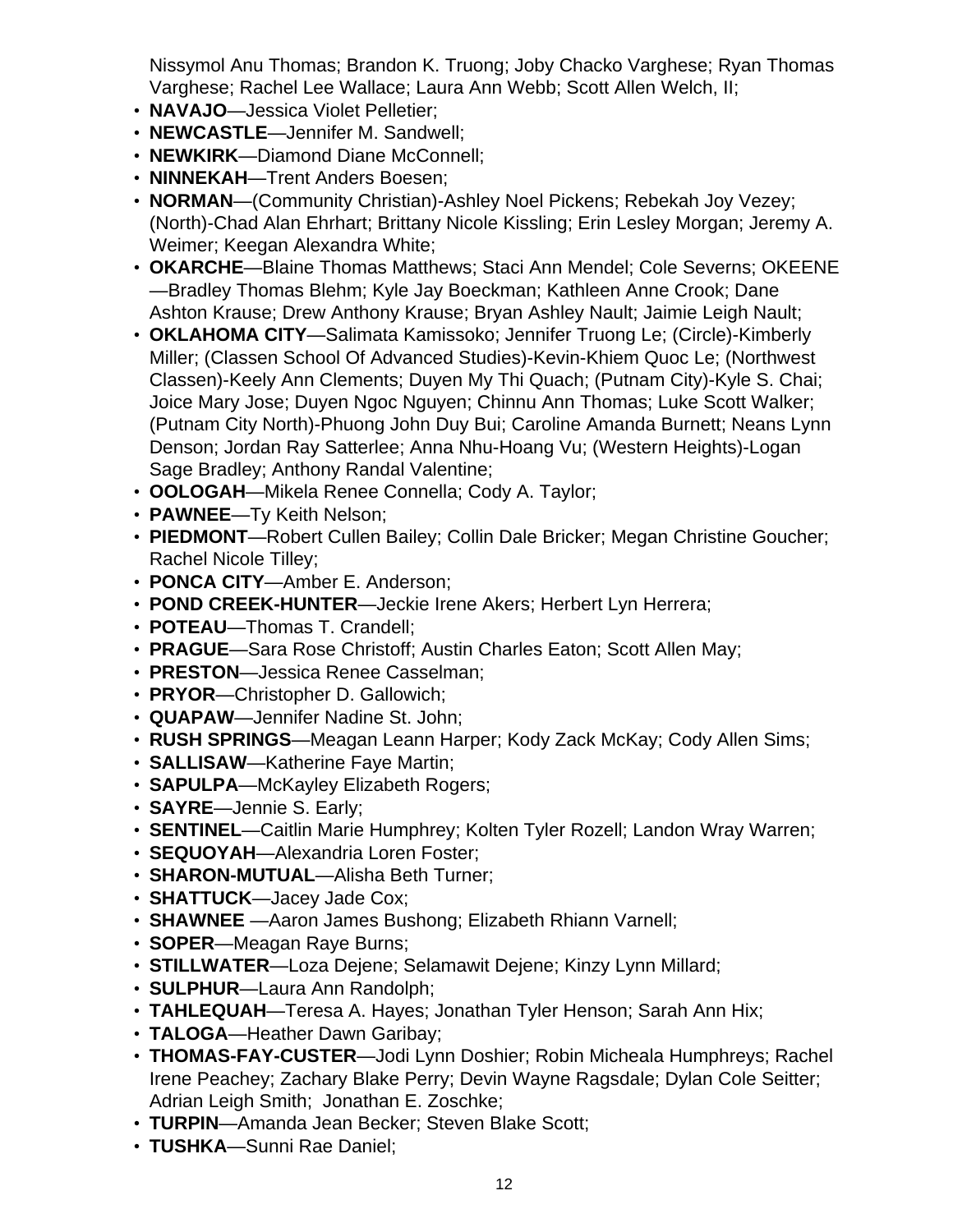Nissymol Anu Thomas; Brandon K. Truong; Joby Chacko Varghese; Ryan Thomas Varghese; Rachel Lee Wallace; Laura Ann Webb; Scott Allen Welch, II;

- **NAVAJO**—Jessica Violet Pelletier;
- **NEWCASTLE**—Jennifer M. Sandwell;
- **NEWKIRK**—Diamond Diane McConnell;
- **NINNEKAH**—Trent Anders Boesen;
- **NORMAN**—(Community Christian)-Ashley Noel Pickens; Rebekah Joy Vezey; (North)-Chad Alan Ehrhart; Brittany Nicole Kissling; Erin Lesley Morgan; Jeremy A. Weimer; Keegan Alexandra White;
- **OKARCHE**—Blaine Thomas Matthews; Staci Ann Mendel; Cole Severns; OKEENE—Bradley Thomas Blehm; Kyle Jay Boeckman; Kathleen Anne Crook; Dane Ashton Krause; Drew Anthony Krause; Bryan Ashley Nault; Jaimie Leigh Nault;
- **OKLAHOMA CITY**—Salimata Kamissoko; Jennifer Truong Le; (Circle)-Kimberly Miller; (Classen School Of Advanced Studies)-Kevin-Khiem Quoc Le; (Northwest Classen)-Keely Ann Clements; Duyen My Thi Quach; (Putnam City)-Kyle S. Chai; Joice Mary Jose; Duyen Ngoc Nguyen; Chinnu Ann Thomas; Luke Scott Walker; (Putnam City North)-Phuong John Duy Bui; Caroline Amanda Burnett; Neans Lynn Denson; Jordan Ray Satterlee; Anna Nhu-Hoang Vu; (Western Heights)-Logan Sage Bradley; Anthony Randal Valentine;
- **OOLOGAH**—Mikela Renee Connella; Cody A. Taylor;
- **PAWNEE**—Ty Keith Nelson;
- **PIEDMONT**—Robert Cullen Bailey; Collin Dale Bricker; Megan Christine Goucher; Rachel Nicole Tilley;
- **PONCA CITY**—Amber E. Anderson;
- **POND CREEK-HUNTER**—Jeckie Irene Akers; Herbert Lyn Herrera;
- **POTEAU**—Thomas T. Crandell;
- **PRAGUE**—Sara Rose Christoff; Austin Charles Eaton; Scott Allen May;
- **PRESTON**—Jessica Renee Casselman;
- **PRYOR**—Christopher D. Gallowich;
- **QUAPAW**—Jennifer Nadine St. John;
- **RUSH SPRINGS**—Meagan Leann Harper; Kody Zack McKay; Cody Allen Sims;
- **SALLISAW**—Katherine Faye Martin;
- **SAPULPA**—McKayley Elizabeth Rogers;
- **SAYRE**—Jennie S. Early;
- **SENTINEL**—Caitlin Marie Humphrey; Kolten Tyler Rozell; Landon Wray Warren;
- **SEQUOYAH**—Alexandria Loren Foster;
- **SHARON-MUTUAL**—Alisha Beth Turner;
- **SHATTUCK**—Jacey Jade Cox;
- **SHAWNEE** —Aaron James Bushong; Elizabeth Rhiann Varnell;
- **SOPER**—Meagan Raye Burns;
- **STILLWATER**—Loza Dejene; Selamawit Dejene; Kinzy Lynn Millard;
- **SULPHUR**—Laura Ann Randolph;
- **TAHLEQUAH**—Teresa A. Hayes; Jonathan Tyler Henson; Sarah Ann Hix;
- **TALOGA**—Heather Dawn Garibay;
- **THOMAS-FAY-CUSTER**—Jodi Lynn Doshier; Robin Micheala Humphreys; Rachel Irene Peachey; Zachary Blake Perry; Devin Wayne Ragsdale; Dylan Cole Seitter; Adrian Leigh Smith; Jonathan E. Zoschke;
- **TURPIN**—Amanda Jean Becker; Steven Blake Scott;
- **TUSHKA**—Sunni Rae Daniel;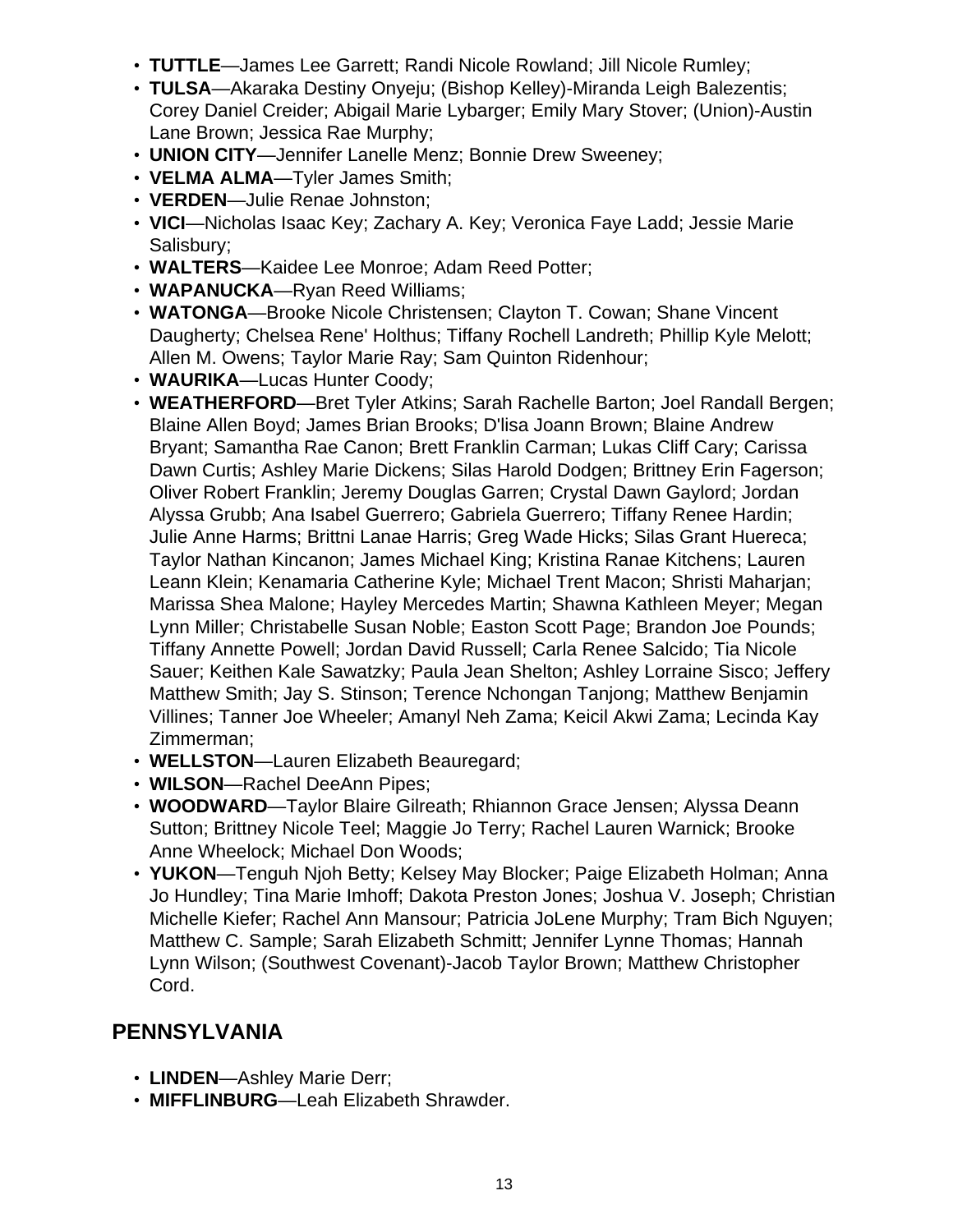- **TUTTLE**—James Lee Garrett; Randi Nicole Rowland; Jill Nicole Rumley;
- **TULSA**—Akaraka Destiny Onyeju; (Bishop Kelley)-Miranda Leigh Balezentis; Corey Daniel Creider; Abigail Marie Lybarger; Emily Mary Stover; (Union)-Austin Lane Brown; Jessica Rae Murphy;
- **UNION CITY**—Jennifer Lanelle Menz; Bonnie Drew Sweeney;
- **VELMA ALMA**—Tyler James Smith;
- **VERDEN**—Julie Renae Johnston;
- **VICI**—Nicholas Isaac Key; Zachary A. Key; Veronica Faye Ladd; Jessie Marie Salisbury;
- **WALTERS**—Kaidee Lee Monroe; Adam Reed Potter;
- **WAPANUCKA**—Ryan Reed Williams;
- **WATONGA**—Brooke Nicole Christensen; Clayton T. Cowan; Shane Vincent Daugherty; Chelsea Rene' Holthus; Tiffany Rochell Landreth; Phillip Kyle Melott; Allen M. Owens; Taylor Marie Ray; Sam Quinton Ridenhour;
- **WAURIKA**—Lucas Hunter Coody;
- **WEATHERFORD**—Bret Tyler Atkins; Sarah Rachelle Barton; Joel Randall Bergen; Blaine Allen Boyd; James Brian Brooks; D'lisa Joann Brown; Blaine Andrew Bryant; Samantha Rae Canon; Brett Franklin Carman; Lukas Cliff Cary; Carissa Dawn Curtis; Ashley Marie Dickens; Silas Harold Dodgen; Brittney Erin Fagerson; Oliver Robert Franklin; Jeremy Douglas Garren; Crystal Dawn Gaylord; Jordan Alyssa Grubb; Ana Isabel Guerrero; Gabriela Guerrero; Tiffany Renee Hardin; Julie Anne Harms; Brittni Lanae Harris; Greg Wade Hicks; Silas Grant Huereca; Taylor Nathan Kincanon; James Michael King; Kristina Ranae Kitchens; Lauren Leann Klein; Kenamaria Catherine Kyle; Michael Trent Macon; Shristi Maharjan; Marissa Shea Malone; Hayley Mercedes Martin; Shawna Kathleen Meyer; Megan Lynn Miller; Christabelle Susan Noble; Easton Scott Page; Brandon Joe Pounds; Tiffany Annette Powell; Jordan David Russell; Carla Renee Salcido; Tia Nicole Sauer; Keithen Kale Sawatzky; Paula Jean Shelton; Ashley Lorraine Sisco; Jeffery Matthew Smith; Jay S. Stinson; Terence Nchongan Tanjong; Matthew Benjamin Villines; Tanner Joe Wheeler; Amanyl Neh Zama; Keicil Akwi Zama; Lecinda Kay Zimmerman;
- **WELLSTON**—Lauren Elizabeth Beauregard;
- **WILSON**—Rachel DeeAnn Pipes;
- **WOODWARD**—Taylor Blaire Gilreath; Rhiannon Grace Jensen; Alyssa Deann Sutton; Brittney Nicole Teel; Maggie Jo Terry; Rachel Lauren Warnick; Brooke Anne Wheelock; Michael Don Woods;
- **YUKON**—Tenguh Njoh Betty; Kelsey May Blocker; Paige Elizabeth Holman; Anna Jo Hundley; Tina Marie Imhoff; Dakota Preston Jones; Joshua V. Joseph; Christian Michelle Kiefer; Rachel Ann Mansour; Patricia JoLene Murphy; Tram Bich Nguyen; Matthew C. Sample; Sarah Elizabeth Schmitt; Jennifer Lynne Thomas; Hannah Lynn Wilson; (Southwest Covenant)-Jacob Taylor Brown; Matthew Christopher Cord.

## PENNSYLVANIA

- **LINDEN**—Ashley Marie Derr;
- **MIFFLINBURG**—Leah Elizabeth Shrawder.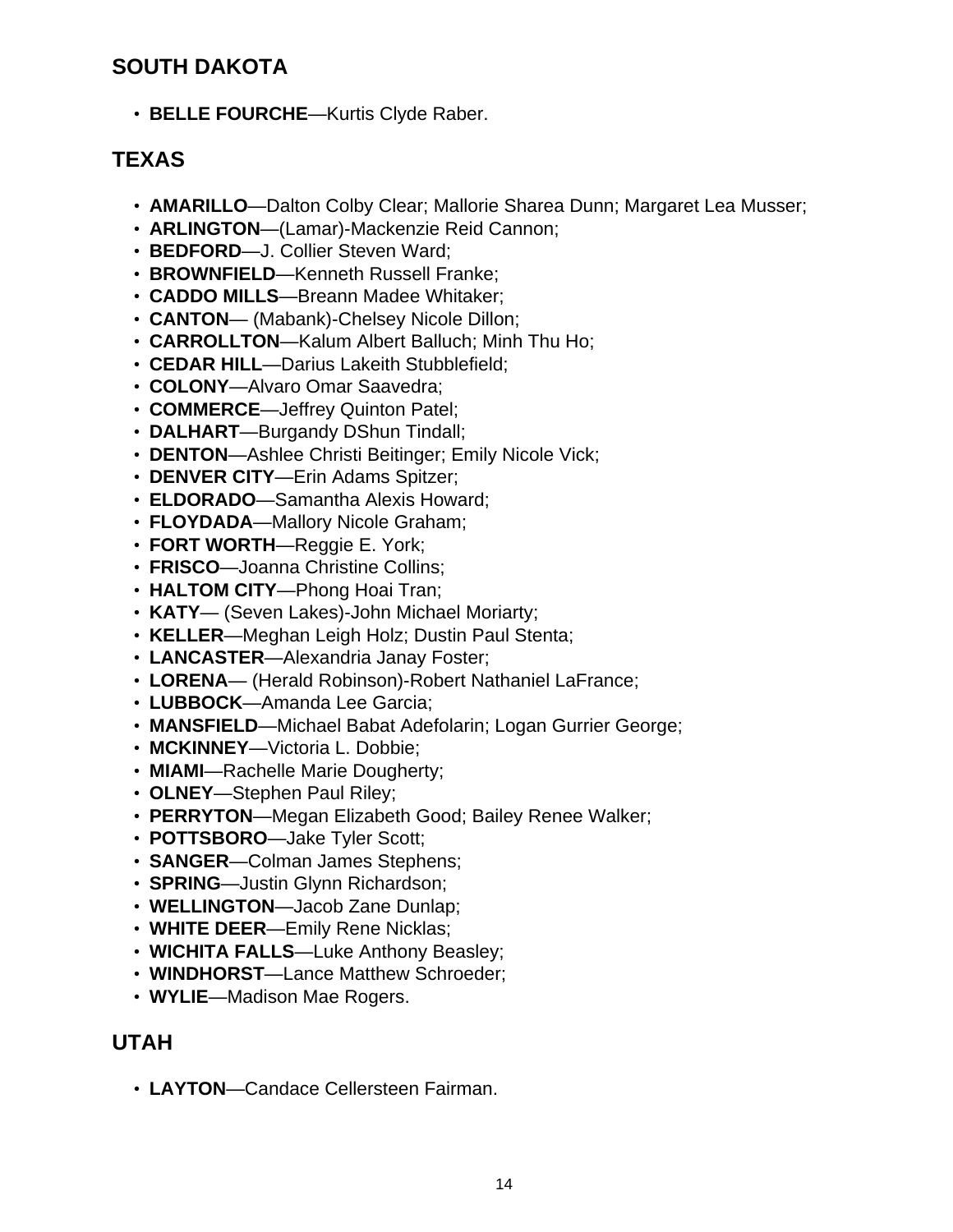## SOUTH DAKOTA

- **BELLE FOURCHE**—Kurtis Clyde Raber.

## TEXAS

- **AMARILLO**—Dalton Colby Clear; Mallorie Sharea Dunn; Margaret Lea Musser;
- **ARLINGTON**—(Lamar)-Mackenzie Reid Cannon;
- **BEDFORD**—J. Collier Steven Ward;
- **BROWNFIELD**—Kenneth Russell Franke;
- **CADDO MILLS**—Breann Madee Whitaker;
- **CANTON**— (Mabank)-Chelsey Nicole Dillon;
- **CARROLLTON**—Kalum Albert Balluch; Minh Thu Ho;
- **CEDAR HILL**—Darius Lakeith Stubblefield;
- **COLONY**—Alvaro Omar Saavedra;
- **COMMERCE**—Jeffrey Quinton Patel;
- **DALHART**—Burgandy DShun Tindall;
- **DENTON**—Ashlee Christi Beitinger; Emily Nicole Vick;
- **DENVER CITY**—Erin Adams Spitzer;
- **ELDORADO**—Samantha Alexis Howard;
- **FLOYDADA**—Mallory Nicole Graham;
- **FORT WORTH**—Reggie E. York;
- **FRISCO**—Joanna Christine Collins;
- **HALTOM CITY**—Phong Hoai Tran;
- **KATY**— (Seven Lakes)-John Michael Moriarty;
- **KELLER**—Meghan Leigh Holz; Dustin Paul Stenta;
- **LANCASTER**—Alexandria Janay Foster;
- **LORENA**— (Herald Robinson)-Robert Nathaniel LaFrance;
- **LUBBOCK**—Amanda Lee Garcia;
- **MANSFIELD**—Michael Babat Adefolarin; Logan Gurrier George;
- **MCKINNEY**—Victoria L. Dobbie;
- **MIAMI**—Rachelle Marie Dougherty;
- **OLNEY**—Stephen Paul Riley;
- **PERRYTON**—Megan Elizabeth Good; Bailey Renee Walker;
- **POTTSBORO**—Jake Tyler Scott;
- **SANGER**—Colman James Stephens;
- **SPRING**—Justin Glynn Richardson;
- **WELLINGTON**—Jacob Zane Dunlap;
- **WHITE DEER**—Emily Rene Nicklas;
- **WICHITA FALLS**—Luke Anthony Beasley;
- **WINDHORST**—Lance Matthew Schroeder;
- **WYLIE**—Madison Mae Rogers.

## UTAH

- **LAYTON**—Candace Cellersteen Fairman.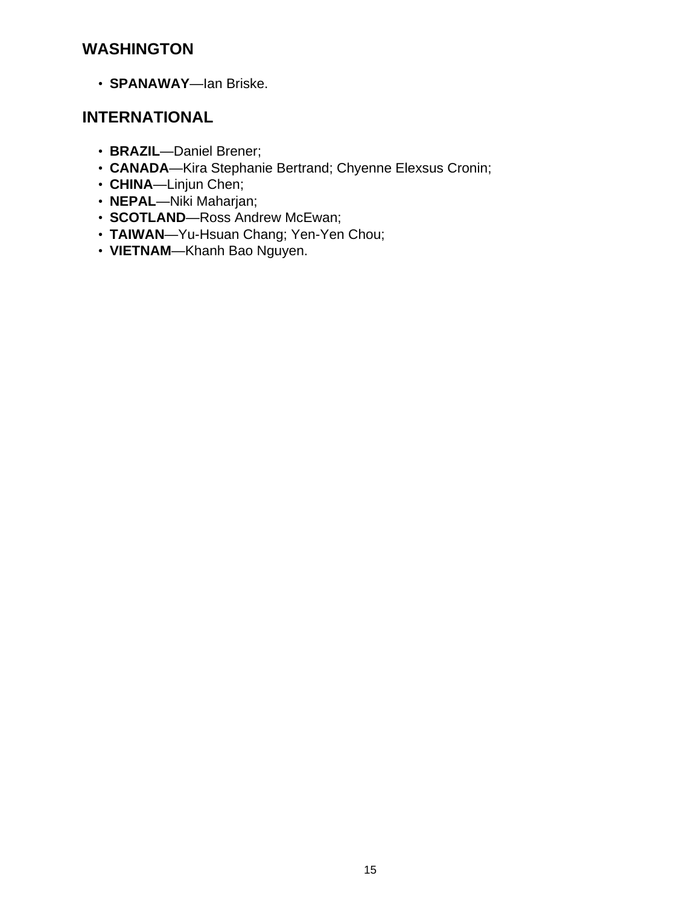## WASHINGTON

- **SPANAWAY**—Ian Briske.

## INTERNATIONAL

- **BRAZIL**—Daniel Brener;
- **CANADA**—Kira Stephanie Bertrand; Chyenne Elexsus Cronin;
- **CHINA**—Linjun Chen;
- **NEPAL**—Niki Maharjan;
- **SCOTLAND**—Ross Andrew McEwan;
- **TAIWAN**—Yu-Hsuan Chang; Yen-Yen Chou;
- **VIETNAM**—Khanh Bao Nguyen.